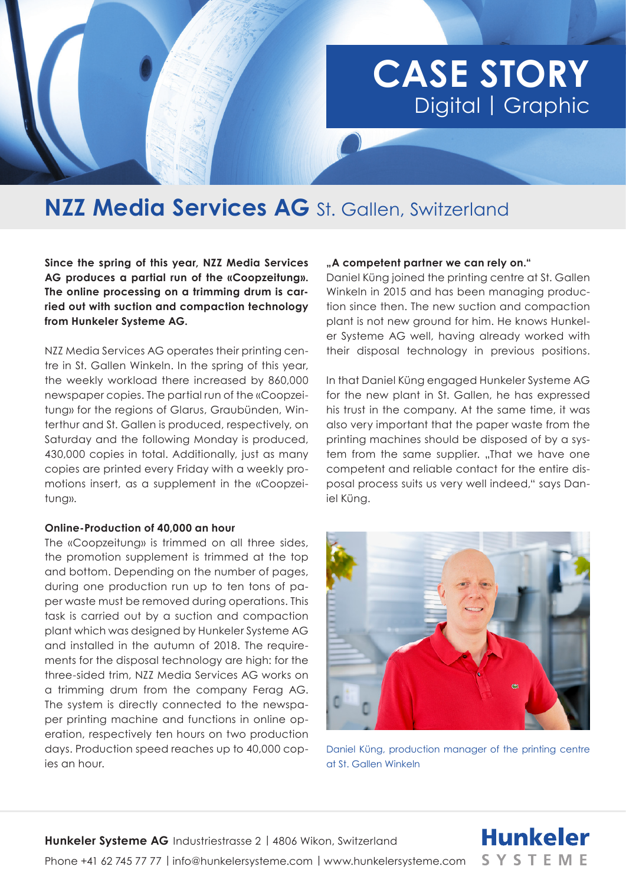# CASE STORY
Digital | Graphic

## NZZ Media Services AG St. Gallen, Switzerland

**Since the spring of this year, NZZ Media Services AG produces a partial run of the «Coopzeitung». The online processing on a trimming drum is carried out with suction and compaction technology from Hunkeler Systeme AG.**

NZZ Media Services AG operates their printing centre in St. Gallen Winkeln. In the spring of this year, the weekly workload there increased by 860,000 newspaper copies. The partial run of the «Coopzeitung» for the regions of Glarus, Graubünden, Winterthur and St. Gallen is produced, respectively, on Saturday and the following Monday is produced, 430,000 copies in total. Additionally, just as many copies are printed every Friday with a weekly promotions insert, as a supplement in the «Coopzeitung».

**Online-Production of 40,000 an hour**

The «Coopzeitung» is trimmed on all three sides, the promotion supplement is trimmed at the top and bottom. Depending on the number of pages, during one production run up to ten tons of paper waste must be removed during operations. This task is carried out by a suction and compaction plant which was designed by Hunkeler Systeme AG and installed in the autumn of 2018. The requirements for the disposal technology are high: for the three-sided trim, NZZ Media Services AG works on a trimming drum from the company Ferag AG. The system is directly connected to the newspaper printing machine and functions in online operation, respectively ten hours on two production days. Production speed reaches up to 40,000 copies an hour.

**„A competent partner we can rely on."**

Daniel Küng joined the printing centre at St. Gallen Winkeln in 2015 and has been managing production since then. The new suction and compaction plant is not new ground for him. He knows Hunkeler Systeme AG well, having already worked with their disposal technology in previous positions.

In that Daniel Küng engaged Hunkeler Systeme AG for the new plant in St. Gallen, he has expressed his trust in the company. At the same time, it was also very important that the paper waste from the printing machines should be disposed of by a system from the same supplier. „That we have one competent and reliable contact for the entire disposal process suits us very well indeed," says Daniel Küng.

Daniel Küng, production manager of the printing centre at St. Gallen Winkeln

**Hunkeler Systeme AG** Industriestrasse 2 | 4806 Wikon, Switzerland
Phone +41 62 745 77 77 | info@hunkelersysteme.com | www.hunkelersysteme.com

Hunkeler SYSTEME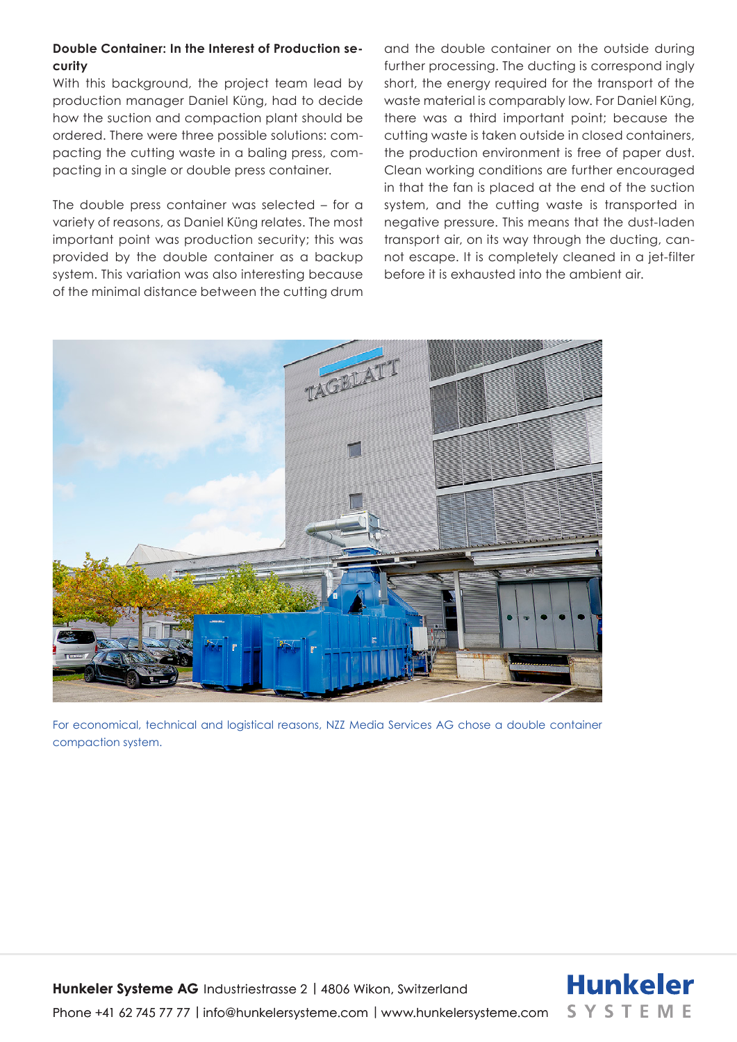**Double Container: In the Interest of Production security**

With this background, the project team lead by production manager Daniel Küng, had to decide how the suction and compaction plant should be ordered. There were three possible solutions: compacting the cutting waste in a baling press, compacting in a single or double press container.

The double press container was selected – for a variety of reasons, as Daniel Küng relates. The most important point was production security; this was provided by the double container as a backup system. This variation was also interesting because of the minimal distance between the cutting drum and the double container on the outside during further processing. The ducting is correspond ingly short, the energy required for the transport of the waste material is comparably low. For Daniel Küng, there was a third important point; because the cutting waste is taken outside in closed containers, the production environment is free of paper dust. Clean working conditions are further encouraged in that the fan is placed at the end of the suction system, and the cutting waste is transported in negative pressure. This means that the dust-laden transport air, on its way through the ducting, cannot escape. It is completely cleaned in a jet-filter before it is exhausted into the ambient air.

For economical, technical and logistical reasons, NZZ Media Services AG chose a double container compaction system.

**Hunkeler Systeme AG** Industriestrasse 2 | 4806 Wikon, Switzerland
Phone +41 62 745 77 77 | info@hunkelersysteme.com | www.hunkelersysteme.com